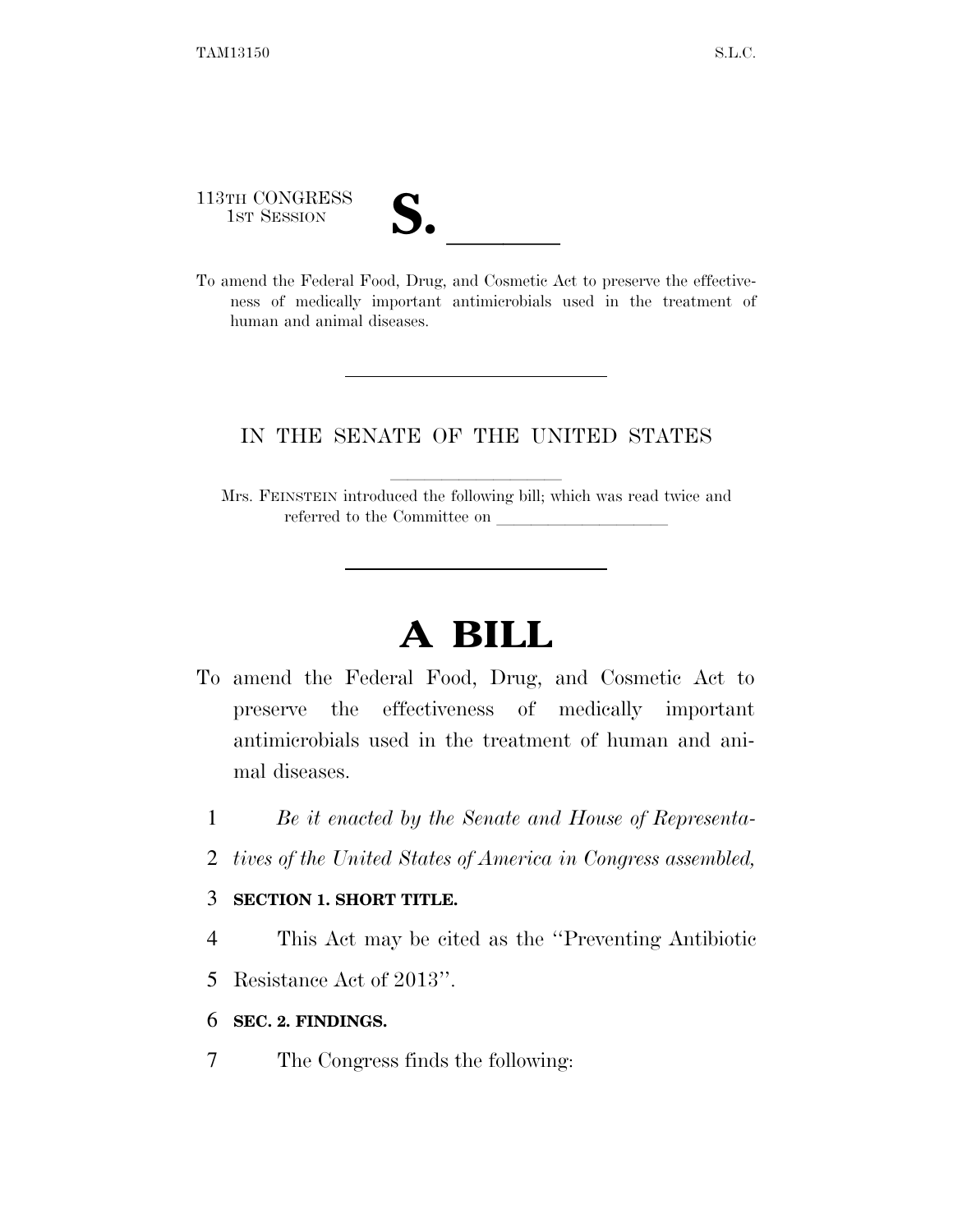113TH CONGRESS
1ST SESSION

# S. ______

To amend the Federal Food, Drug, and Cosmetic Act to preserve the effectiveness of medically important antimicrobials used in the treatment of human and animal diseases.

IN THE SENATE OF THE UNITED STATES

Mrs. FEINSTEIN introduced the following bill; which was read twice and referred to the Committee on ______________

# A BILL

To amend the Federal Food, Drug, and Cosmetic Act to preserve the effectiveness of medically important antimicrobials used in the treatment of human and animal diseases.

1 *Be it enacted by the Senate and House of Representa-*
2 *tives of the United States of America in Congress assembled,*

3 **SECTION 1. SHORT TITLE.**

4 This Act may be cited as the "Preventing Antibiotic
5 Resistance Act of 2013".

6 **SEC. 2. FINDINGS.**

7 The Congress finds the following: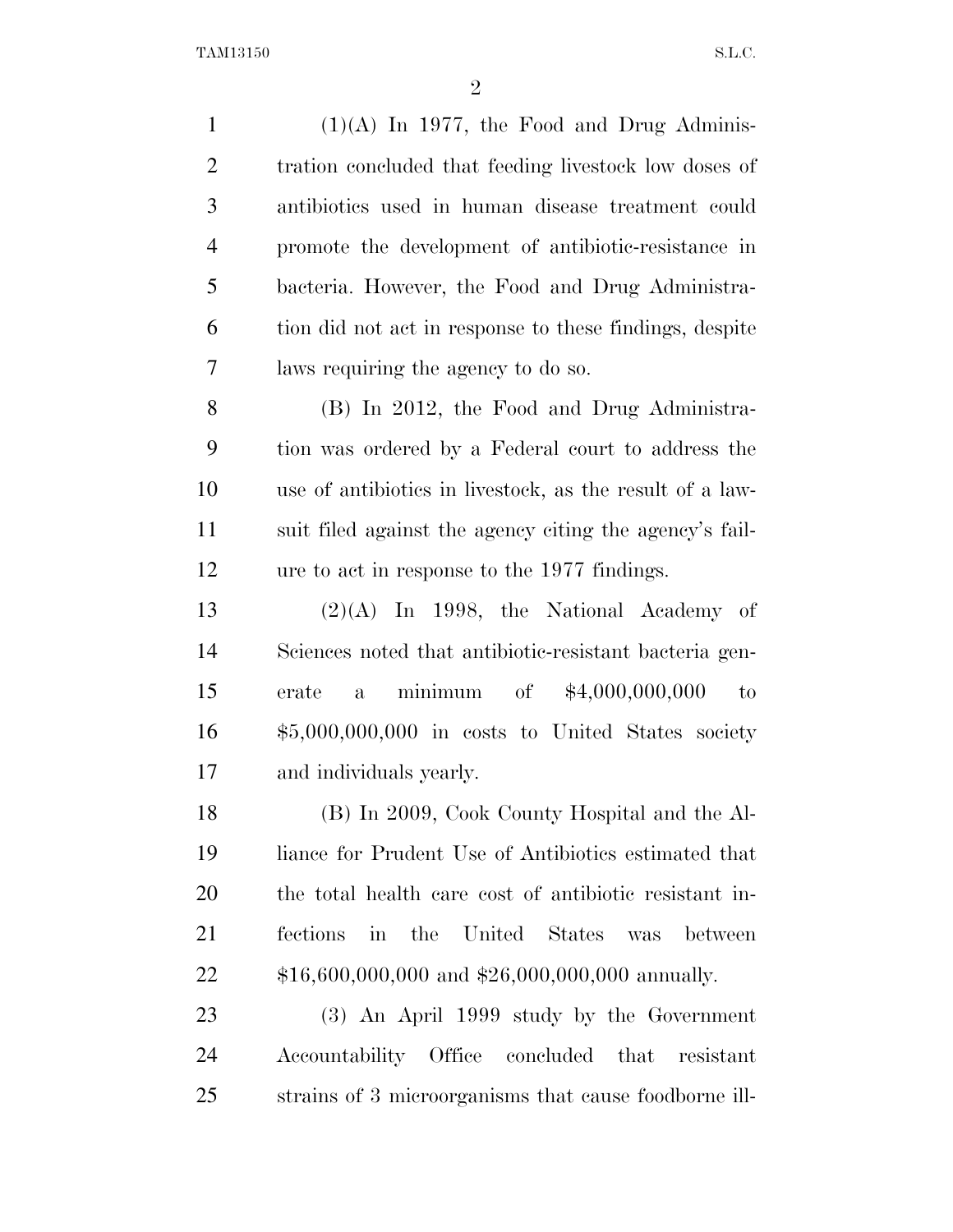(1)(A) In 1977, the Food and Drug Administration concluded that feeding livestock low doses of antibiotics used in human disease treatment could promote the development of antibiotic-resistance in bacteria. However, the Food and Drug Administration did not act in response to these findings, despite laws requiring the agency to do so.

(B) In 2012, the Food and Drug Administration was ordered by a Federal court to address the use of antibiotics in livestock, as the result of a lawsuit filed against the agency citing the agency's failure to act in response to the 1977 findings.

(2)(A) In 1998, the National Academy of Sciences noted that antibiotic-resistant bacteria generate a minimum of $4,000,000,000 to $5,000,000,000 in costs to United States society and individuals yearly.

(B) In 2009, Cook County Hospital and the Alliance for Prudent Use of Antibiotics estimated that the total health care cost of antibiotic resistant infections in the United States was between $16,600,000,000 and $26,000,000,000 annually.

(3) An April 1999 study by the Government Accountability Office concluded that resistant strains of 3 microorganisms that cause foodborne ill-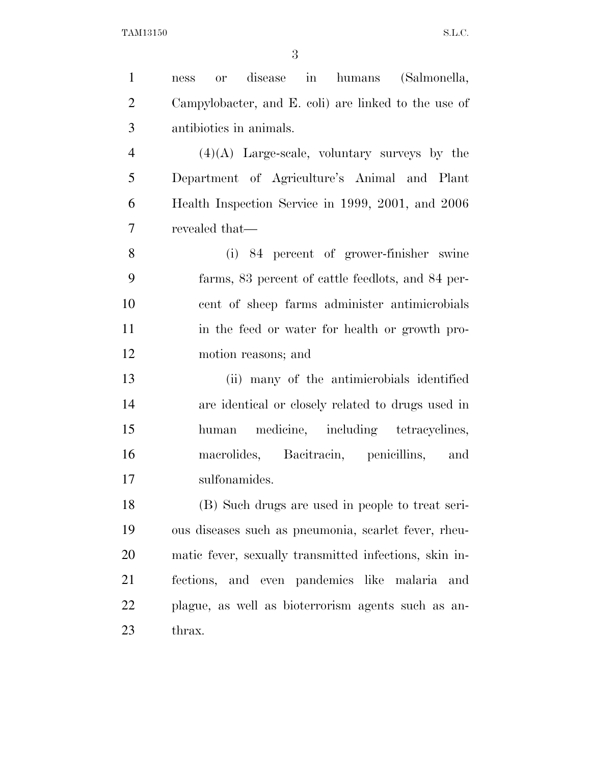ness or disease in humans (Salmonella, Campylobacter, and E. coli) are linked to the use of antibiotics in animals.

(4)(A) Large-scale, voluntary surveys by the Department of Agriculture's Animal and Plant Health Inspection Service in 1999, 2001, and 2006 revealed that—

(i) 84 percent of grower-finisher swine farms, 83 percent of cattle feedlots, and 84 percent of sheep farms administer antimicrobials in the feed or water for health or growth promotion reasons; and

(ii) many of the antimicrobials identified are identical or closely related to drugs used in human medicine, including tetracyclines, macrolides, Bacitracin, penicillins, and sulfonamides.

(B) Such drugs are used in people to treat serious diseases such as pneumonia, scarlet fever, rheumatic fever, sexually transmitted infections, skin infections, and even pandemics like malaria and plague, as well as bioterrorism agents such as anthrax.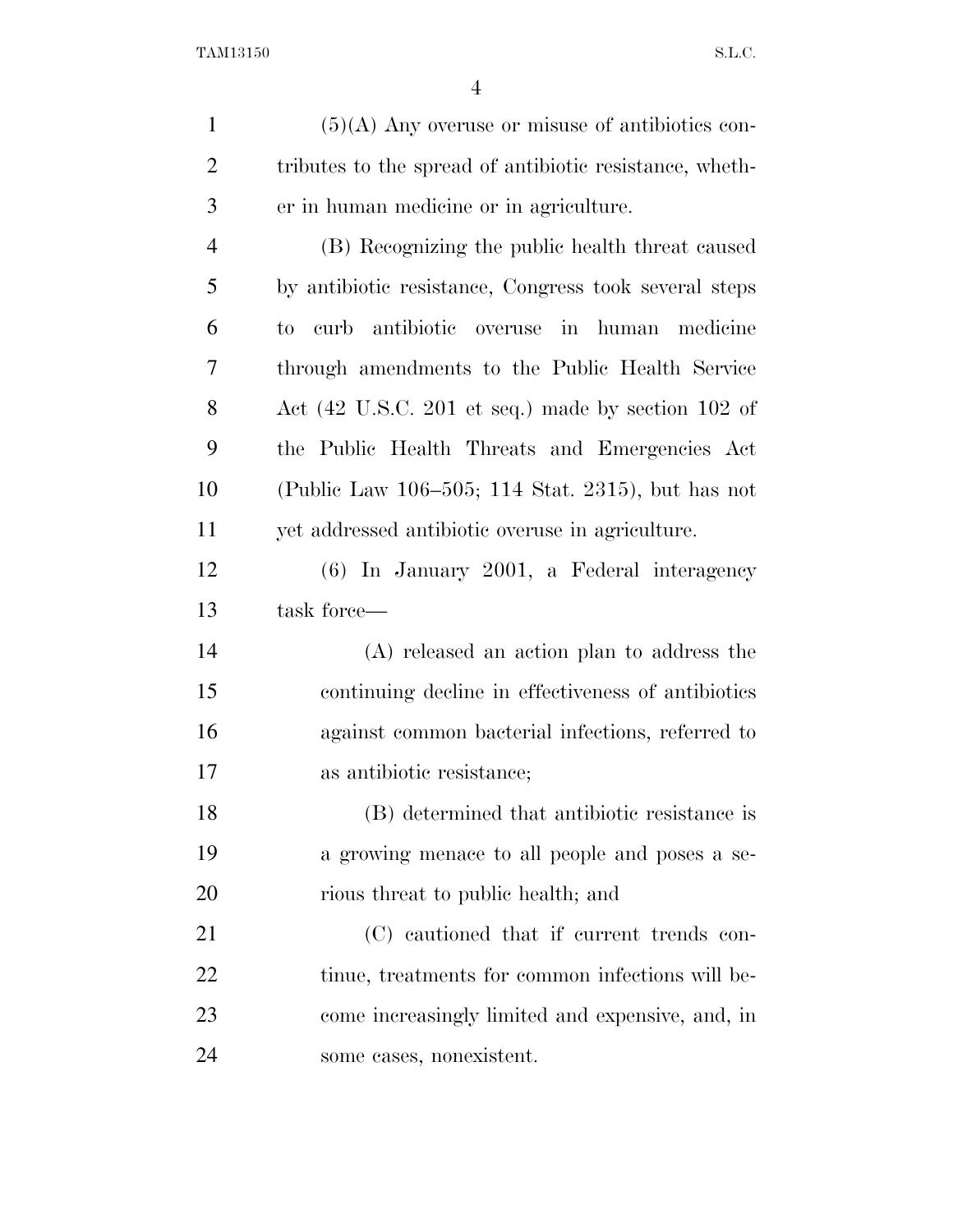(5)(A) Any overuse or misuse of antibiotics contributes to the spread of antibiotic resistance, whether in human medicine or in agriculture.

(B) Recognizing the public health threat caused by antibiotic resistance, Congress took several steps to curb antibiotic overuse in human medicine through amendments to the Public Health Service Act (42 U.S.C. 201 et seq.) made by section 102 of the Public Health Threats and Emergencies Act (Public Law 106–505; 114 Stat. 2315), but has not yet addressed antibiotic overuse in agriculture.

(6) In January 2001, a Federal interagency task force—

(A) released an action plan to address the continuing decline in effectiveness of antibiotics against common bacterial infections, referred to as antibiotic resistance;

(B) determined that antibiotic resistance is a growing menace to all people and poses a serious threat to public health; and

(C) cautioned that if current trends continue, treatments for common infections will become increasingly limited and expensive, and, in some cases, nonexistent.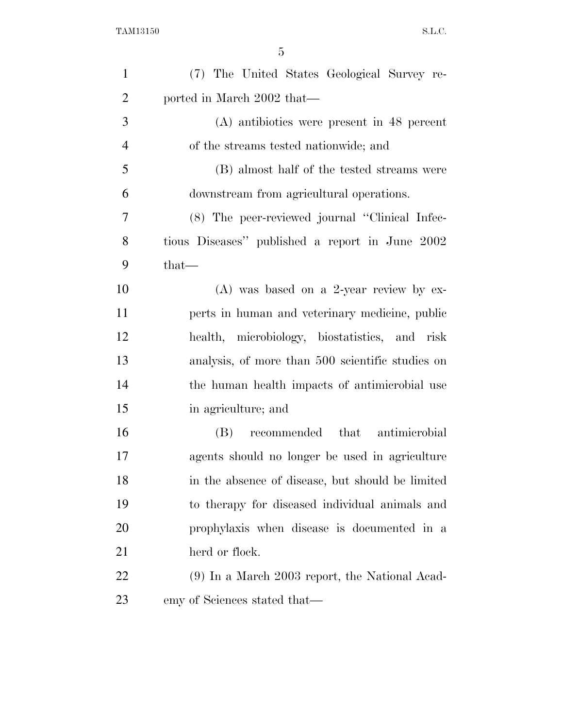(7) The United States Geological Survey reported in March 2002 that—

(A) antibiotics were present in 48 percent of the streams tested nationwide; and

(B) almost half of the tested streams were downstream from agricultural operations.

(8) The peer-reviewed journal "Clinical Infectious Diseases" published a report in June 2002 that—

(A) was based on a 2-year review by experts in human and veterinary medicine, public health, microbiology, biostatistics, and risk analysis, of more than 500 scientific studies on the human health impacts of antimicrobial use in agriculture; and

(B) recommended that antimicrobial agents should no longer be used in agriculture in the absence of disease, but should be limited to therapy for diseased individual animals and prophylaxis when disease is documented in a herd or flock.

(9) In a March 2003 report, the National Academy of Sciences stated that—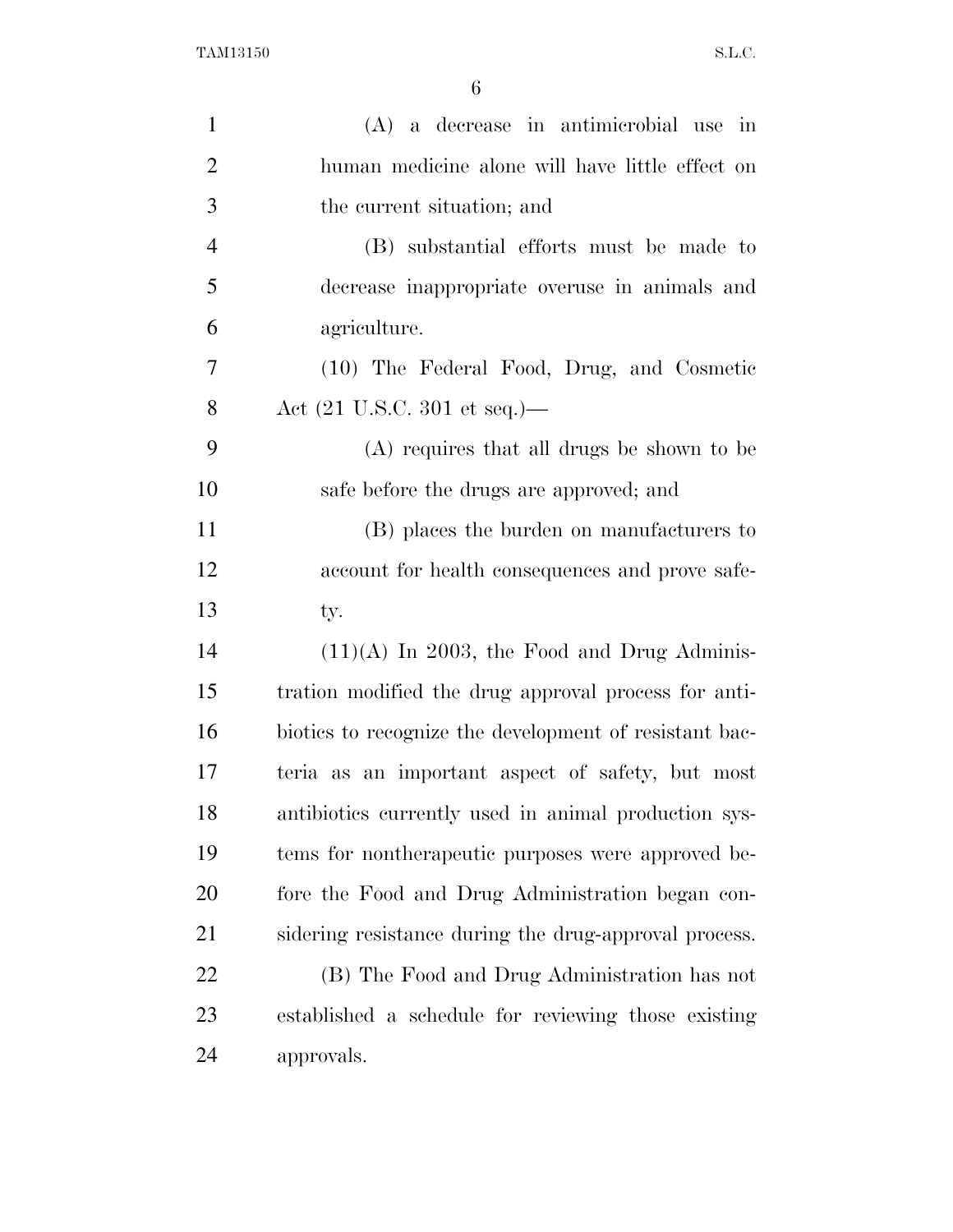(A) a decrease in antimicrobial use in human medicine alone will have little effect on the current situation; and

(B) substantial efforts must be made to decrease inappropriate overuse in animals and agriculture.

(10) The Federal Food, Drug, and Cosmetic Act (21 U.S.C. 301 et seq.)—

(A) requires that all drugs be shown to be safe before the drugs are approved; and

(B) places the burden on manufacturers to account for health consequences and prove safety.

(11)(A) In 2003, the Food and Drug Administration modified the drug approval process for antibiotics to recognize the development of resistant bacteria as an important aspect of safety, but most antibiotics currently used in animal production systems for nontherapeutic purposes were approved before the Food and Drug Administration began considering resistance during the drug-approval process.

(B) The Food and Drug Administration has not established a schedule for reviewing those existing approvals.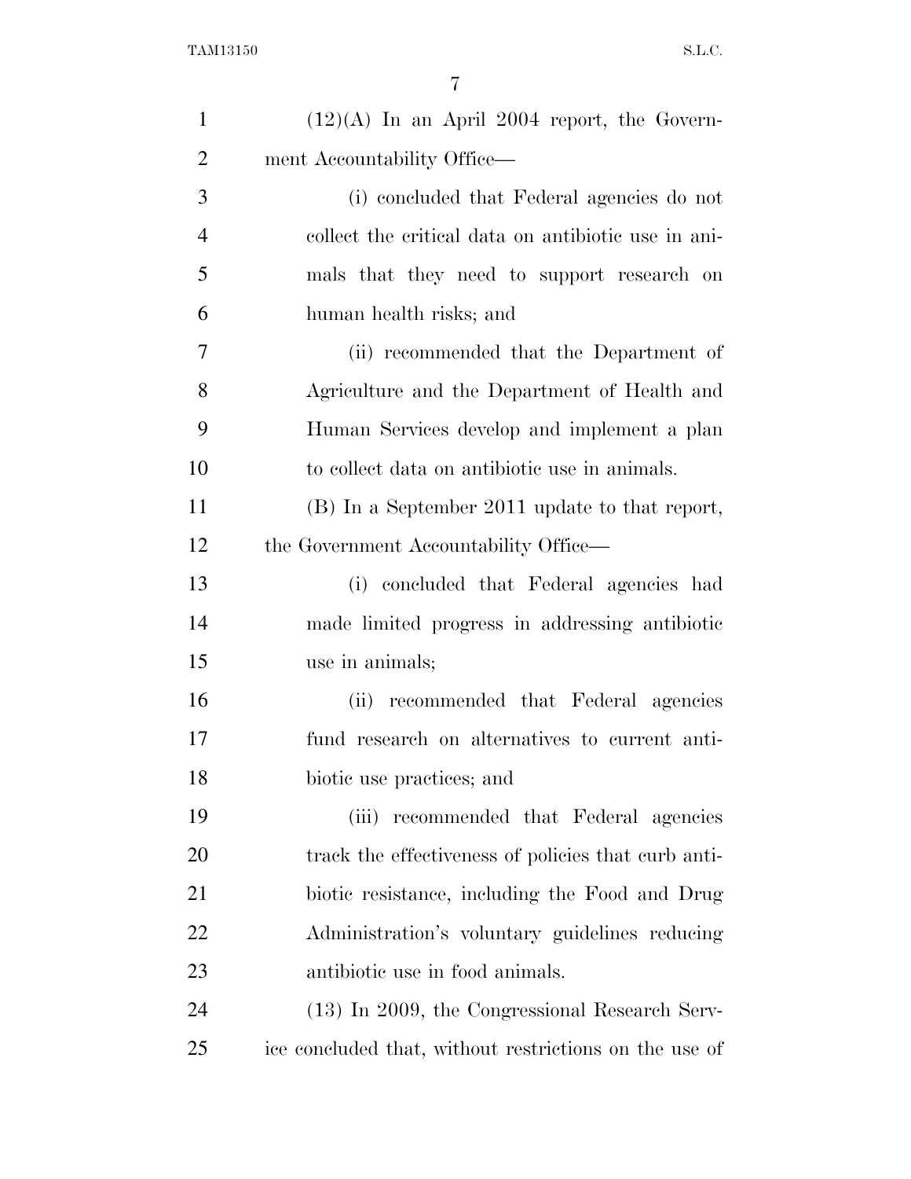(12)(A) In an April 2004 report, the Government Accountability Office—

(i) concluded that Federal agencies do not collect the critical data on antibiotic use in animals that they need to support research on human health risks; and

(ii) recommended that the Department of Agriculture and the Department of Health and Human Services develop and implement a plan to collect data on antibiotic use in animals.

(B) In a September 2011 update to that report, the Government Accountability Office—

(i) concluded that Federal agencies had made limited progress in addressing antibiotic use in animals;

(ii) recommended that Federal agencies fund research on alternatives to current antibiotic use practices; and

(iii) recommended that Federal agencies track the effectiveness of policies that curb antibiotic resistance, including the Food and Drug Administration's voluntary guidelines reducing antibiotic use in food animals.

(13) In 2009, the Congressional Research Service concluded that, without restrictions on the use of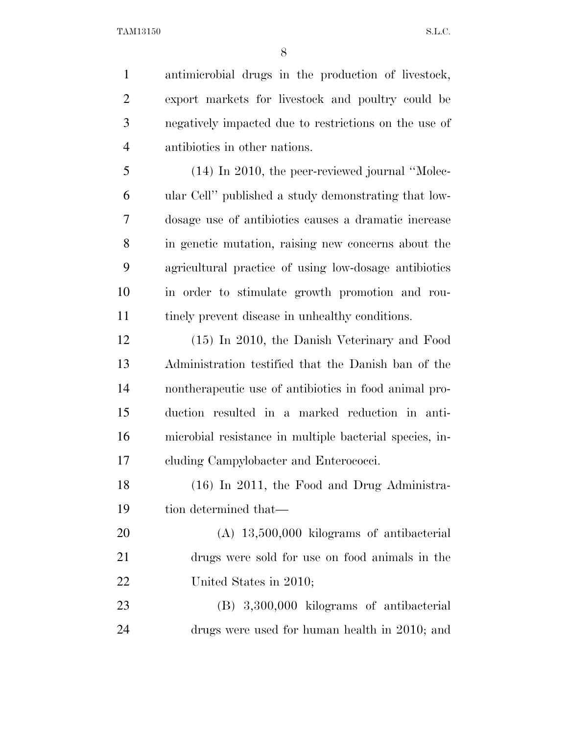antimicrobial drugs in the production of livestock, export markets for livestock and poultry could be negatively impacted due to restrictions on the use of antibiotics in other nations.

(14) In 2010, the peer-reviewed journal "Molecular Cell" published a study demonstrating that low-dosage use of antibiotics causes a dramatic increase in genetic mutation, raising new concerns about the agricultural practice of using low-dosage antibiotics in order to stimulate growth promotion and routinely prevent disease in unhealthy conditions.

(15) In 2010, the Danish Veterinary and Food Administration testified that the Danish ban of the nontherapeutic use of antibiotics in food animal production resulted in a marked reduction in antimicrobial resistance in multiple bacterial species, including Campylobacter and Enterococci.

(16) In 2011, the Food and Drug Administration determined that—

(A) 13,500,000 kilograms of antibacterial drugs were sold for use on food animals in the United States in 2010;

(B) 3,300,000 kilograms of antibacterial drugs were used for human health in 2010; and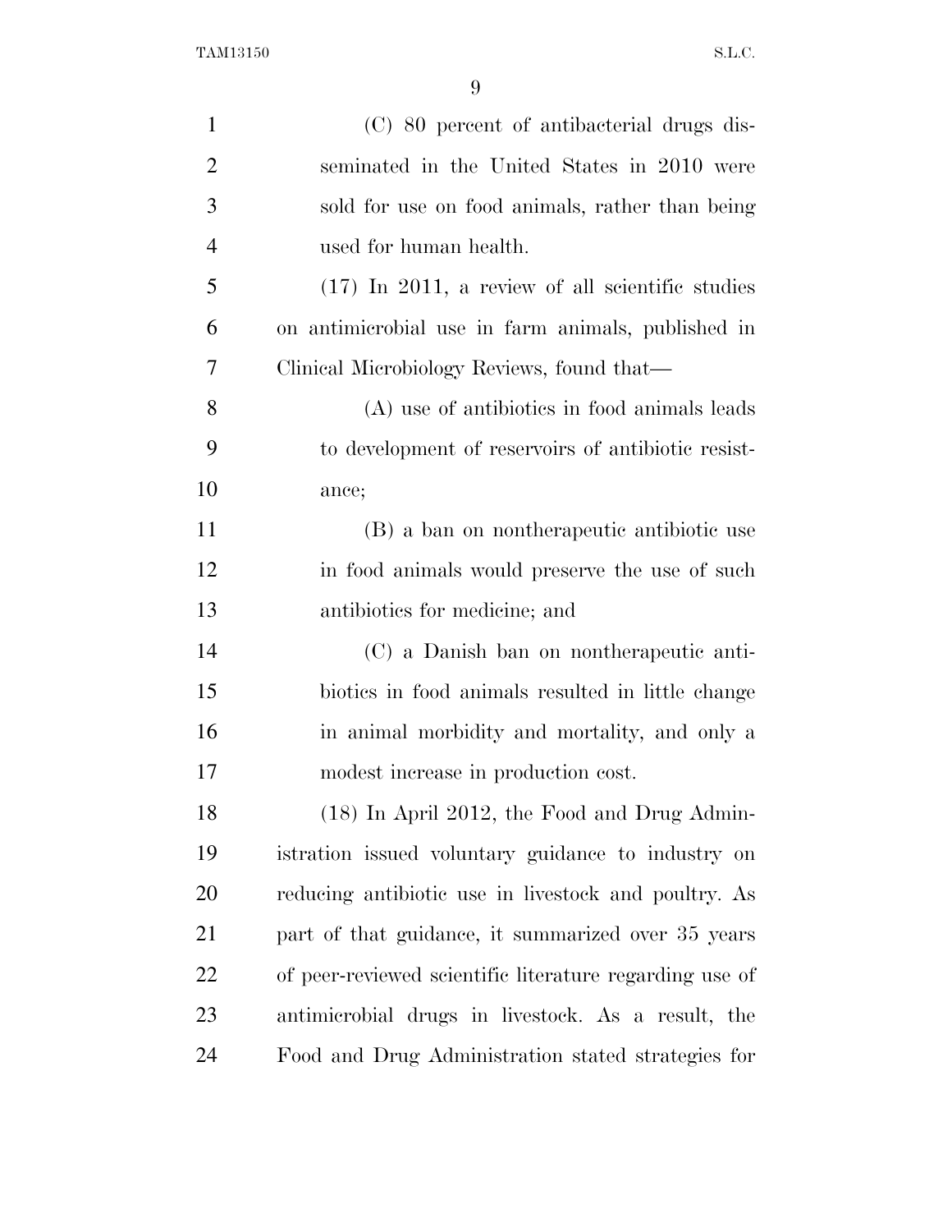(C) 80 percent of antibacterial drugs disseminated in the United States in 2010 were sold for use on food animals, rather than being used for human health.

(17) In 2011, a review of all scientific studies on antimicrobial use in farm animals, published in Clinical Microbiology Reviews, found that—

(A) use of antibiotics in food animals leads to development of reservoirs of antibiotic resistance;

(B) a ban on nontherapeutic antibiotic use in food animals would preserve the use of such antibiotics for medicine; and

(C) a Danish ban on nontherapeutic antibiotics in food animals resulted in little change in animal morbidity and mortality, and only a modest increase in production cost.

(18) In April 2012, the Food and Drug Administration issued voluntary guidance to industry on reducing antibiotic use in livestock and poultry. As part of that guidance, it summarized over 35 years of peer-reviewed scientific literature regarding use of antimicrobial drugs in livestock. As a result, the Food and Drug Administration stated strategies for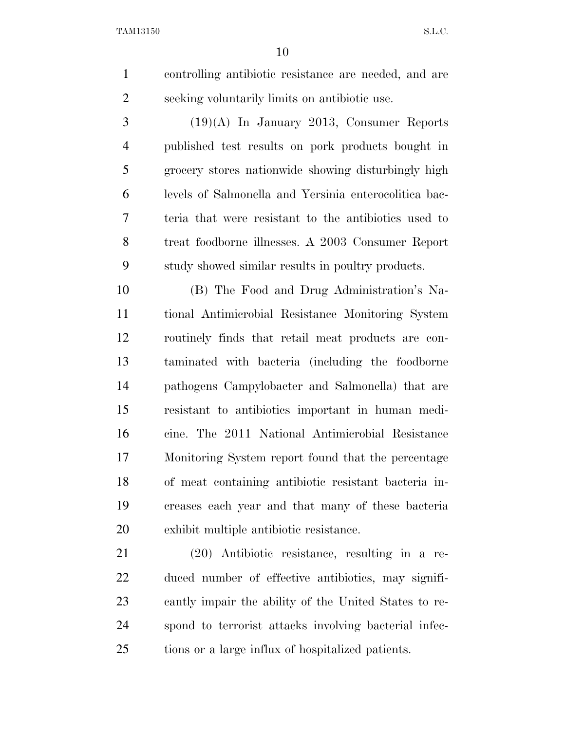controlling antibiotic resistance are needed, and are seeking voluntarily limits on antibiotic use.

(19)(A) In January 2013, Consumer Reports published test results on pork products bought in grocery stores nationwide showing disturbingly high levels of Salmonella and Yersinia enterocolitica bacteria that were resistant to the antibiotics used to treat foodborne illnesses. A 2003 Consumer Report study showed similar results in poultry products.

(B) The Food and Drug Administration's National Antimicrobial Resistance Monitoring System routinely finds that retail meat products are contaminated with bacteria (including the foodborne pathogens Campylobacter and Salmonella) that are resistant to antibiotics important in human medicine. The 2011 National Antimicrobial Resistance Monitoring System report found that the percentage of meat containing antibiotic resistant bacteria increases each year and that many of these bacteria exhibit multiple antibiotic resistance.

(20) Antibiotic resistance, resulting in a reduced number of effective antibiotics, may significantly impair the ability of the United States to respond to terrorist attacks involving bacterial infections or a large influx of hospitalized patients.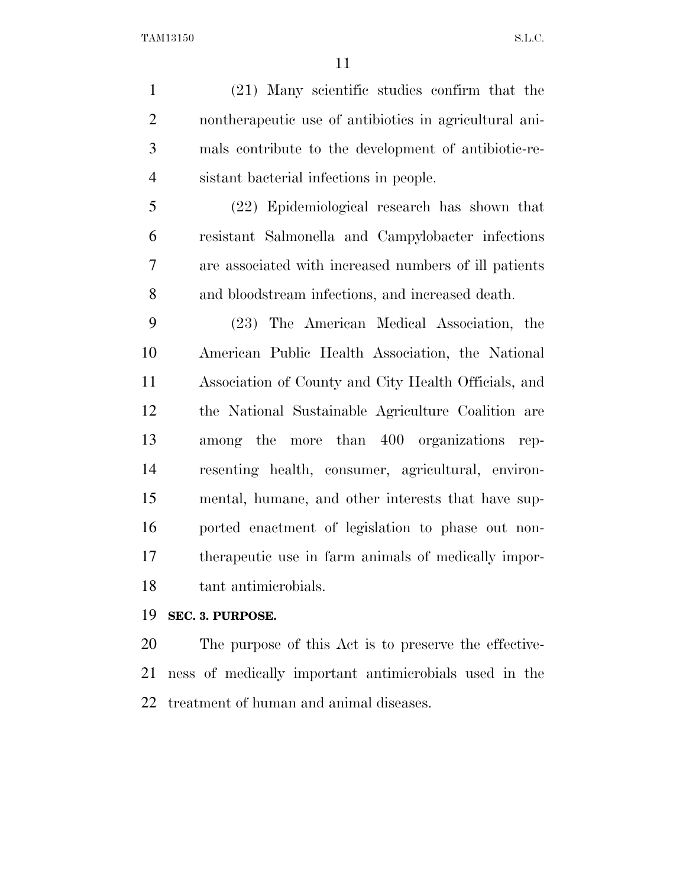(21) Many scientific studies confirm that the nontherapeutic use of antibiotics in agricultural animals contribute to the development of antibiotic-resistant bacterial infections in people.

(22) Epidemiological research has shown that resistant Salmonella and Campylobacter infections are associated with increased numbers of ill patients and bloodstream infections, and increased death.

(23) The American Medical Association, the American Public Health Association, the National Association of County and City Health Officials, and the National Sustainable Agriculture Coalition are among the more than 400 organizations representing health, consumer, agricultural, environmental, humane, and other interests that have supported enactment of legislation to phase out nontherapeutic use in farm animals of medically important antimicrobials.

**SEC. 3. PURPOSE.**

The purpose of this Act is to preserve the effectiveness of medically important antimicrobials used in the treatment of human and animal diseases.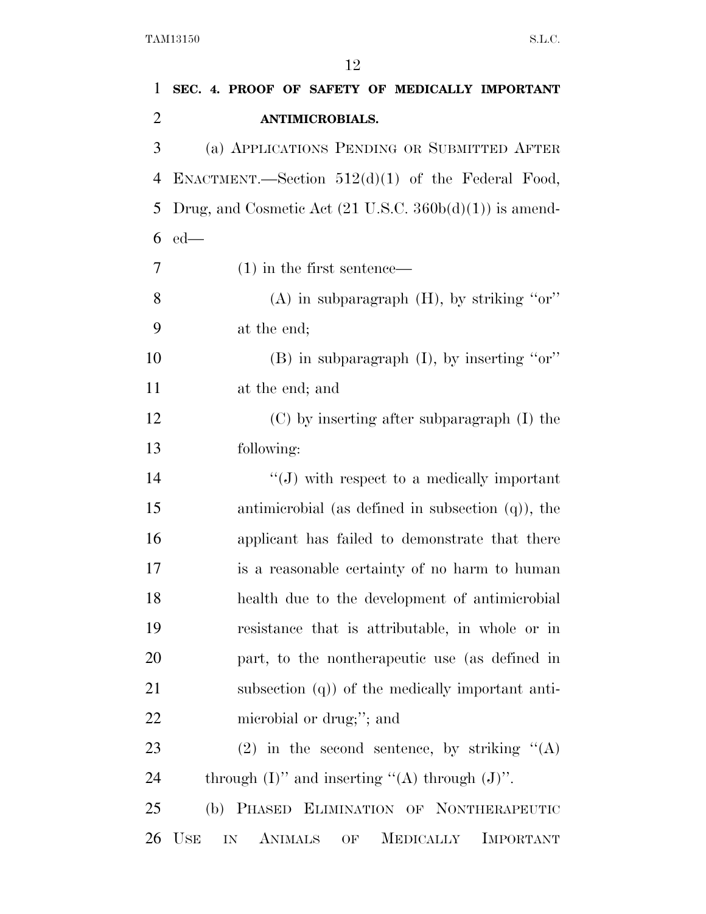**SEC. 4. PROOF OF SAFETY OF MEDICALLY IMPORTANT ANTIMICROBIALS.**

(a) APPLICATIONS PENDING OR SUBMITTED AFTER ENACTMENT.—Section 512(d)(1) of the Federal Food, Drug, and Cosmetic Act (21 U.S.C. 360b(d)(1)) is amended—

(1) in the first sentence—

(A) in subparagraph (H), by striking ''or'' at the end;

(B) in subparagraph (I), by inserting ''or'' at the end; and

(C) by inserting after subparagraph (I) the following:

''(J) with respect to a medically important antimicrobial (as defined in subsection (q)), the applicant has failed to demonstrate that there is a reasonable certainty of no harm to human health due to the development of antimicrobial resistance that is attributable, in whole or in part, to the nontherapeutic use (as defined in subsection (q)) of the medically important antimicrobial or drug;''; and

(2) in the second sentence, by striking ''(A) through (I)'' and inserting ''(A) through (J)''.

(b) PHASED ELIMINATION OF NONTHERAPEUTIC USE IN ANIMALS OF MEDICALLY IMPORTANT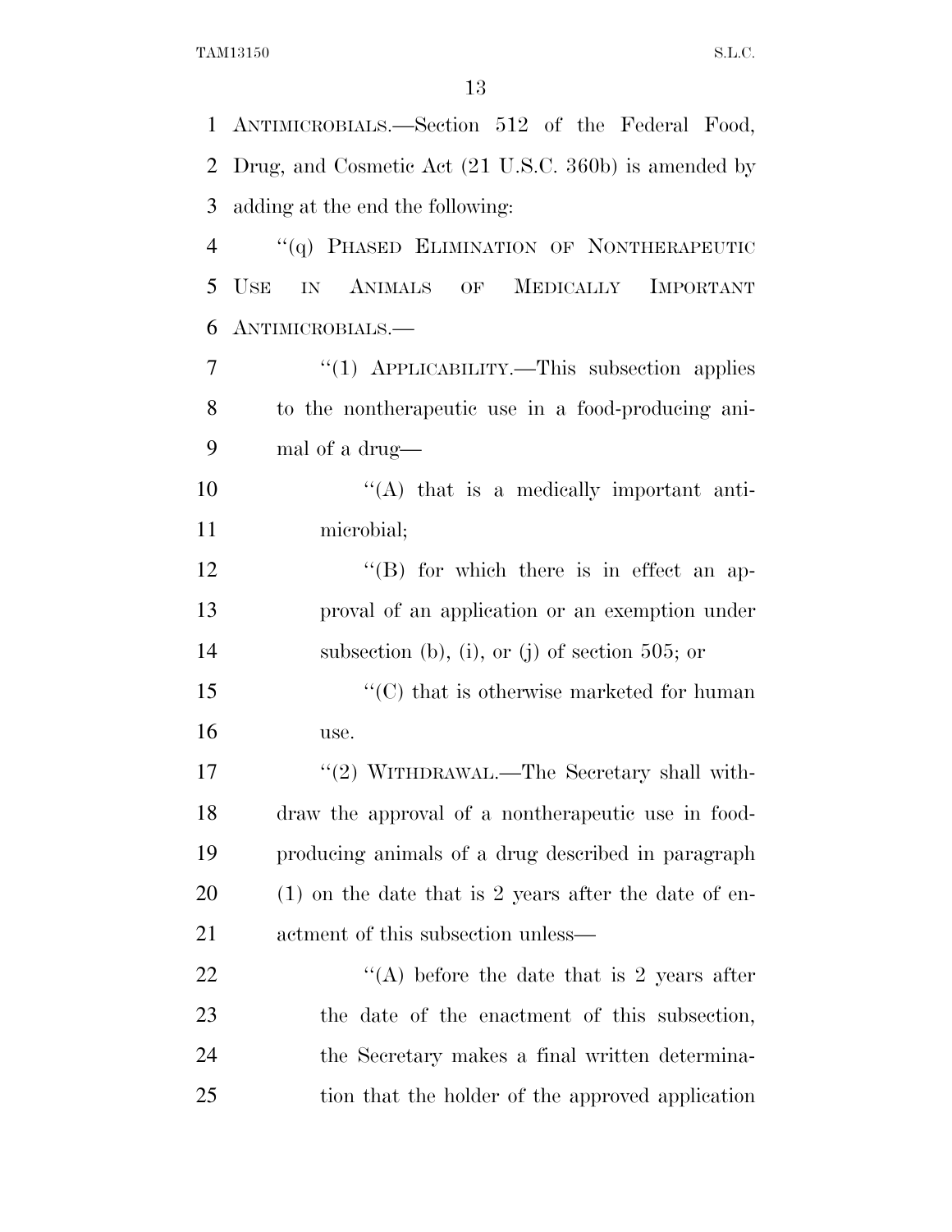ANTIMICROBIALS.—Section 512 of the Federal Food, Drug, and Cosmetic Act (21 U.S.C. 360b) is amended by adding at the end the following:

"(q) PHASED ELIMINATION OF NONTHERAPEUTIC USE IN ANIMALS OF MEDICALLY IMPORTANT ANTIMICROBIALS.—

"(1) APPLICABILITY.—This subsection applies to the nontherapeutic use in a food-producing animal of a drug—

"(A) that is a medically important antimicrobial;

"(B) for which there is in effect an approval of an application or an exemption under subsection (b), (i), or (j) of section 505; or

"(C) that is otherwise marketed for human use.

"(2) WITHDRAWAL.—The Secretary shall withdraw the approval of a nontherapeutic use in food-producing animals of a drug described in paragraph (1) on the date that is 2 years after the date of enactment of this subsection unless—

"(A) before the date that is 2 years after the date of the enactment of this subsection, the Secretary makes a final written determination that the holder of the approved application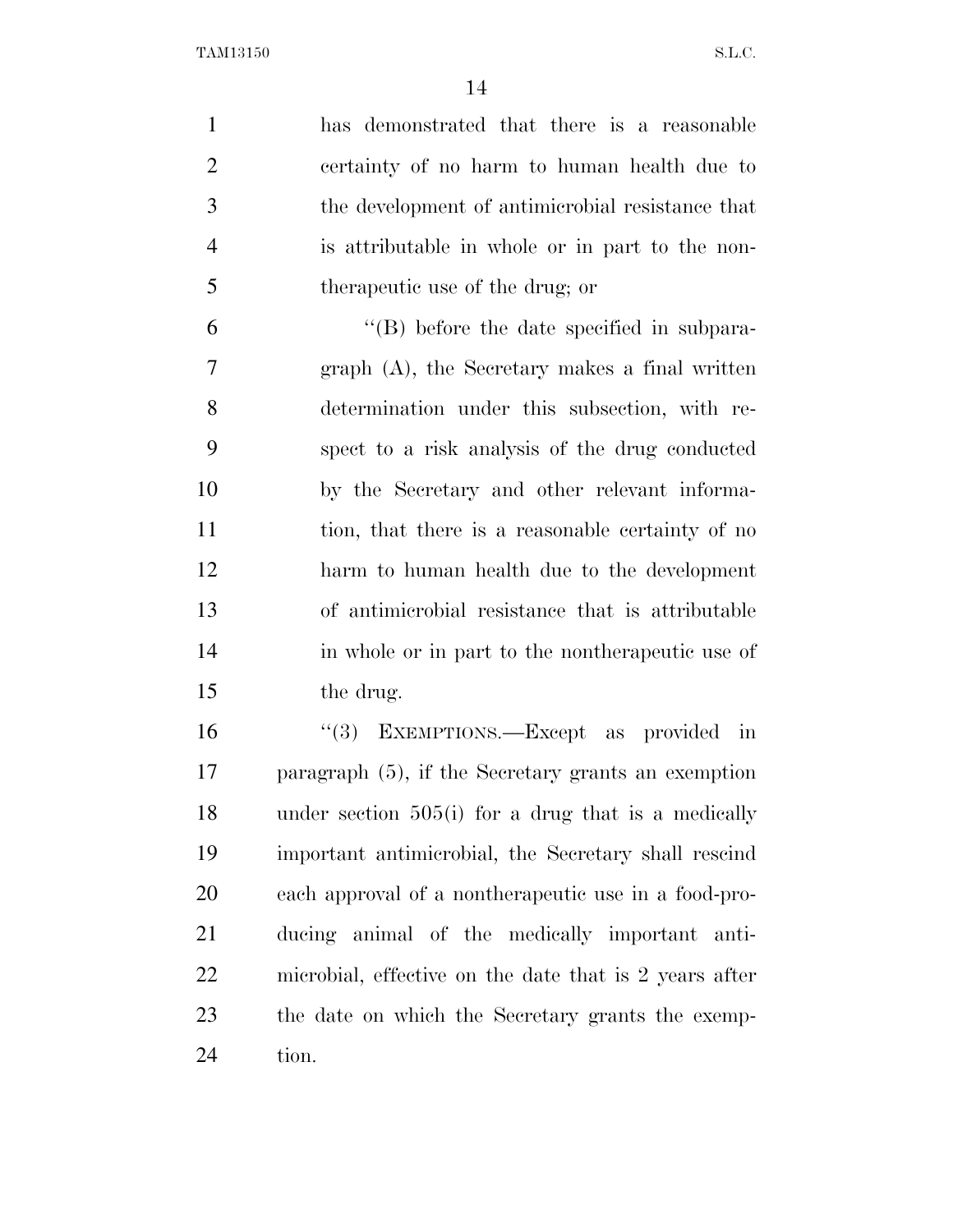has demonstrated that there is a reasonable certainty of no harm to human health due to the development of antimicrobial resistance that is attributable in whole or in part to the nontherapeutic use of the drug; or

"(B) before the date specified in subparagraph (A), the Secretary makes a final written determination under this subsection, with respect to a risk analysis of the drug conducted by the Secretary and other relevant information, that there is a reasonable certainty of no harm to human health due to the development of antimicrobial resistance that is attributable in whole or in part to the nontherapeutic use of the drug.

"(3) EXEMPTIONS.—Except as provided in paragraph (5), if the Secretary grants an exemption under section 505(i) for a drug that is a medically important antimicrobial, the Secretary shall rescind each approval of a nontherapeutic use in a food-producing animal of the medically important antimicrobial, effective on the date that is 2 years after the date on which the Secretary grants the exemption.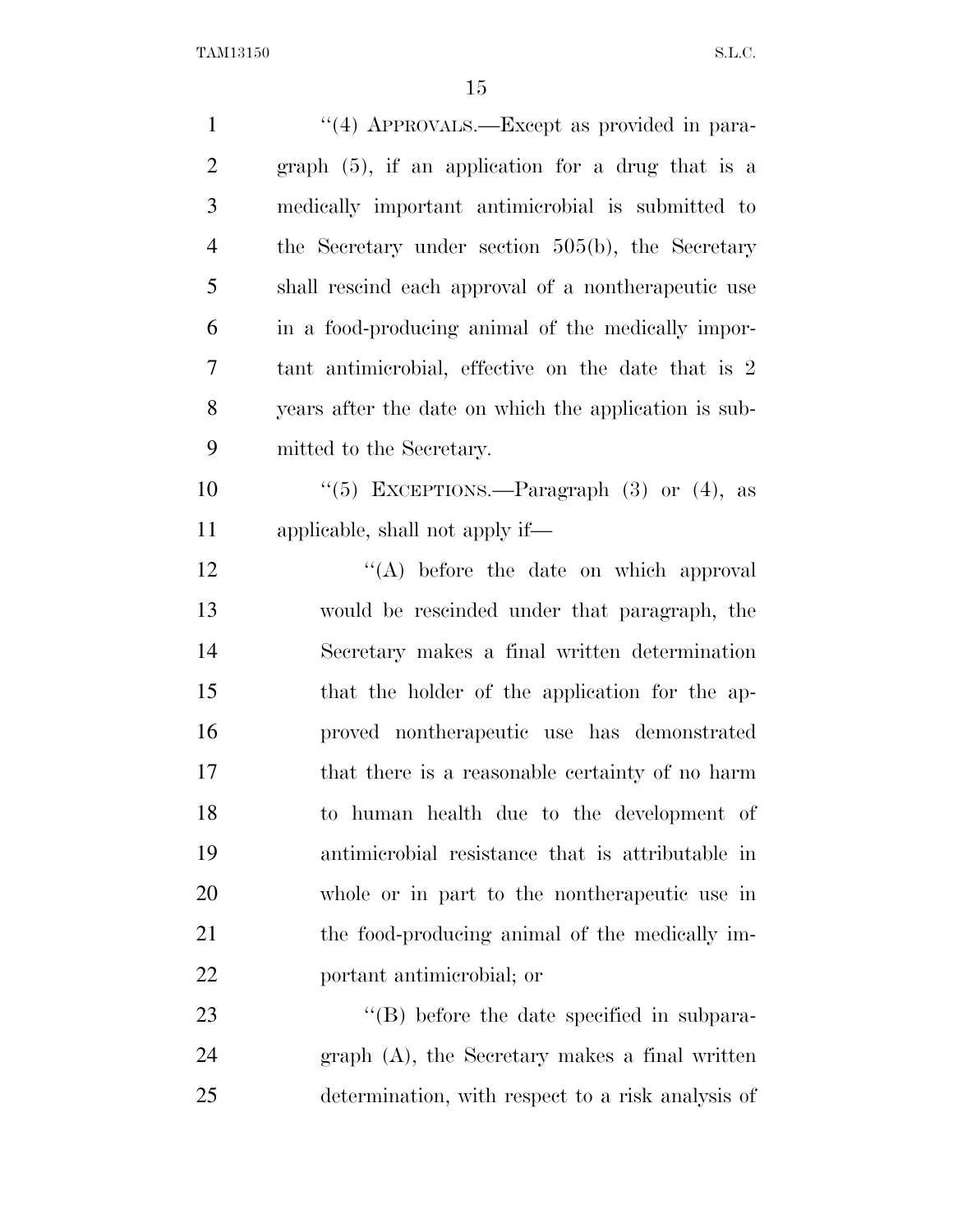"(4) APPROVALS.—Except as provided in paragraph (5), if an application for a drug that is a medically important antimicrobial is submitted to the Secretary under section 505(b), the Secretary shall rescind each approval of a nontherapeutic use in a food-producing animal of the medically important antimicrobial, effective on the date that is 2 years after the date on which the application is submitted to the Secretary.

"(5) EXCEPTIONS.—Paragraph (3) or (4), as applicable, shall not apply if—

"(A) before the date on which approval would be rescinded under that paragraph, the Secretary makes a final written determination that the holder of the application for the approved nontherapeutic use has demonstrated that there is a reasonable certainty of no harm to human health due to the development of antimicrobial resistance that is attributable in whole or in part to the nontherapeutic use in the food-producing animal of the medically important antimicrobial; or

"(B) before the date specified in subparagraph (A), the Secretary makes a final written determination, with respect to a risk analysis of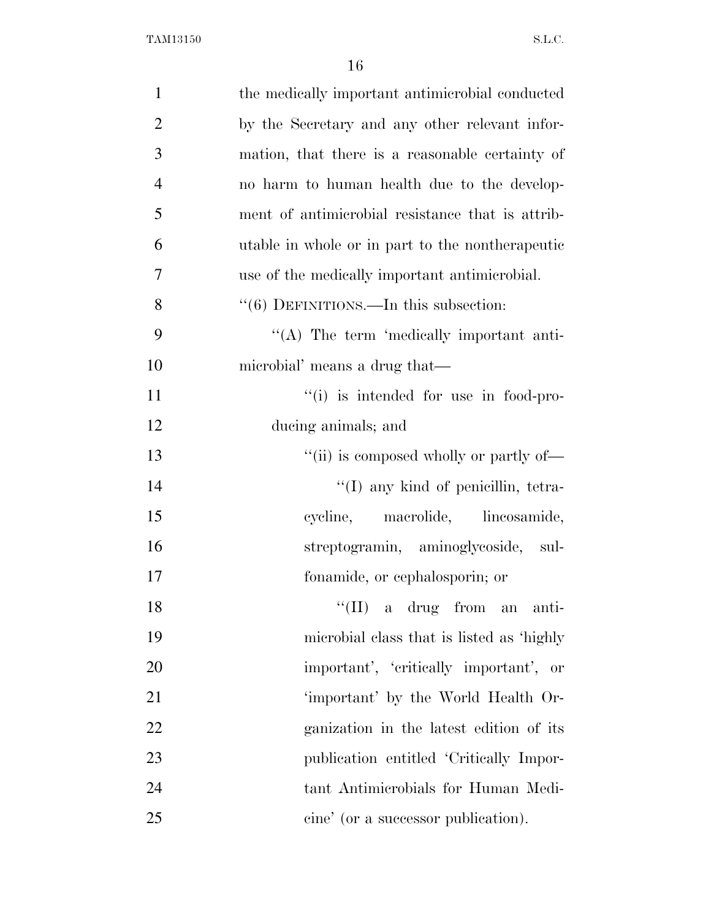the medically important antimicrobial conducted by the Secretary and any other relevant information, that there is a reasonable certainty of no harm to human health due to the development of antimicrobial resistance that is attributable in whole or in part to the nontherapeutic use of the medically important antimicrobial.

''(6) DEFINITIONS.—In this subsection:

''(A) The term 'medically important antimicrobial' means a drug that—

''(i) is intended for use in food-producing animals; and

''(ii) is composed wholly or partly of—

''(I) any kind of penicillin, tetracycline, macrolide, lincosamide, streptogramin, aminoglycoside, sulfonamide, or cephalosporin; or

''(II) a drug from an antimicrobial class that is listed as 'highly important', 'critically important', or 'important' by the World Health Organization in the latest edition of its publication entitled 'Critically Important Antimicrobials for Human Medicine' (or a successor publication).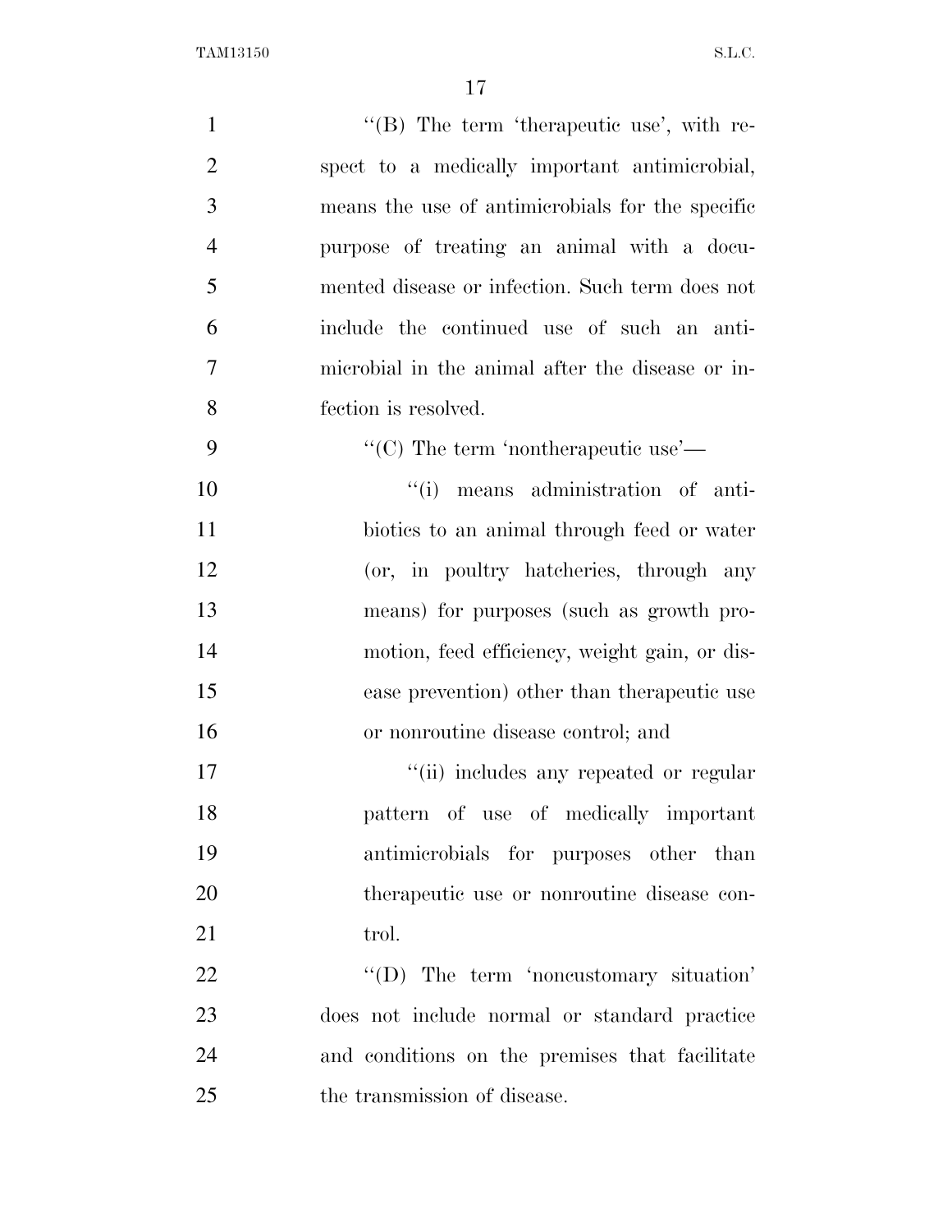''(B) The term 'therapeutic use', with respect to a medically important antimicrobial, means the use of antimicrobials for the specific purpose of treating an animal with a documented disease or infection. Such term does not include the continued use of such an antimicrobial in the animal after the disease or infection is resolved.

''(C) The term 'nontherapeutic use'—

''(i) means administration of antibiotics to an animal through feed or water (or, in poultry hatcheries, through any means) for purposes (such as growth promotion, feed efficiency, weight gain, or disease prevention) other than therapeutic use or nonroutine disease control; and

''(ii) includes any repeated or regular pattern of use of medically important antimicrobials for purposes other than therapeutic use or nonroutine disease control.

''(D) The term 'noncustomary situation' does not include normal or standard practice and conditions on the premises that facilitate the transmission of disease.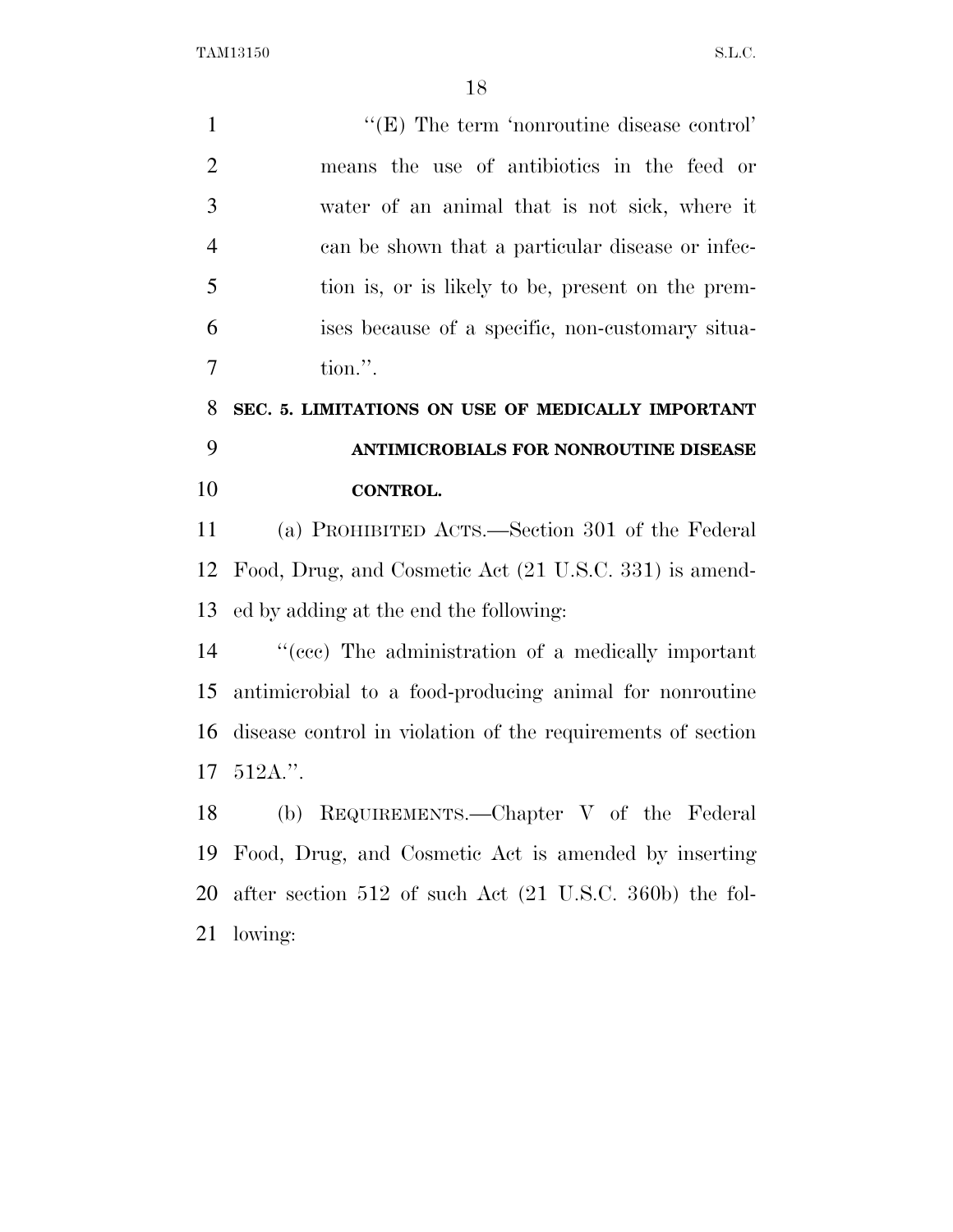''(E) The term 'nonroutine disease control' means the use of antibiotics in the feed or water of an animal that is not sick, where it can be shown that a particular disease or infection is, or is likely to be, present on the premises because of a specific, non-customary situation.''.

**SEC. 5. LIMITATIONS ON USE OF MEDICALLY IMPORTANT ANTIMICROBIALS FOR NONROUTINE DISEASE CONTROL.**

(a) PROHIBITED ACTS.—Section 301 of the Federal Food, Drug, and Cosmetic Act (21 U.S.C. 331) is amended by adding at the end the following:

''(ccc) The administration of a medically important antimicrobial to a food-producing animal for nonroutine disease control in violation of the requirements of section 512A.''.

(b) REQUIREMENTS.—Chapter V of the Federal Food, Drug, and Cosmetic Act is amended by inserting after section 512 of such Act (21 U.S.C. 360b) the following: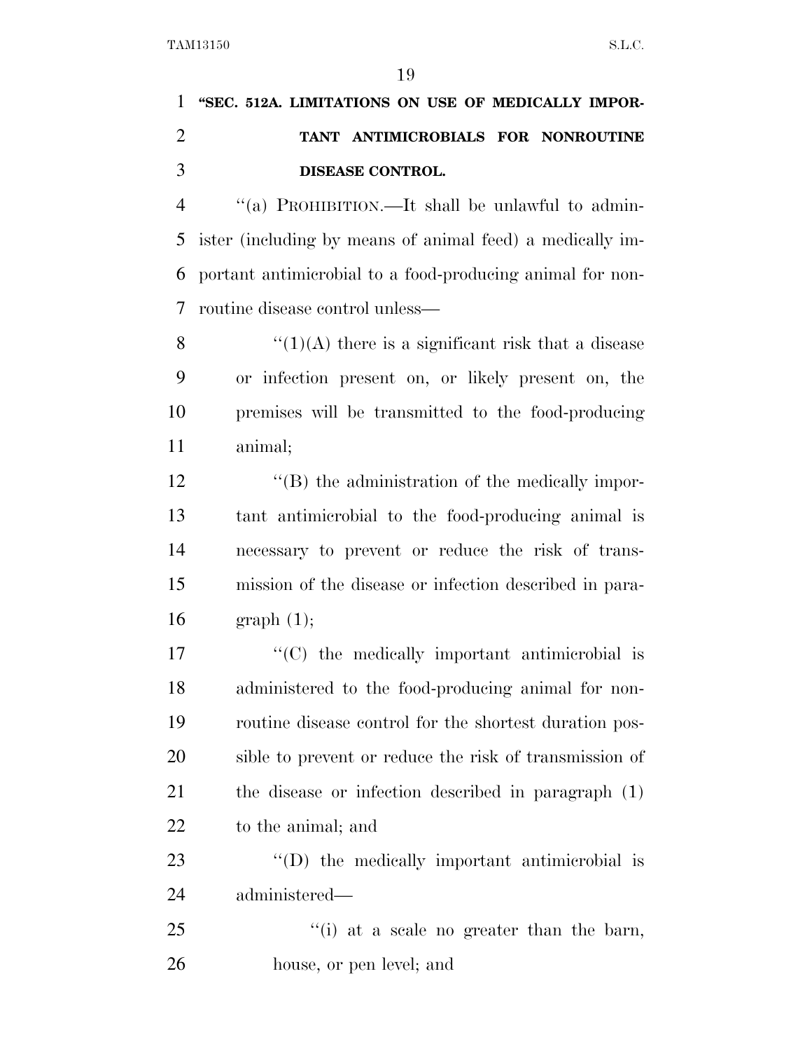**"SEC. 512A. LIMITATIONS ON USE OF MEDICALLY IMPORTANT ANTIMICROBIALS FOR NONROUTINE DISEASE CONTROL.**

"(a) PROHIBITION.—It shall be unlawful to administer (including by means of animal feed) a medically important antimicrobial to a food-producing animal for nonroutine disease control unless—

"(1)(A) there is a significant risk that a disease or infection present on, or likely present on, the premises will be transmitted to the food-producing animal;

"(B) the administration of the medically important antimicrobial to the food-producing animal is necessary to prevent or reduce the risk of transmission of the disease or infection described in paragraph (1);

"(C) the medically important antimicrobial is administered to the food-producing animal for nonroutine disease control for the shortest duration possible to prevent or reduce the risk of transmission of the disease or infection described in paragraph (1) to the animal; and

"(D) the medically important antimicrobial is administered—

"(i) at a scale no greater than the barn, house, or pen level; and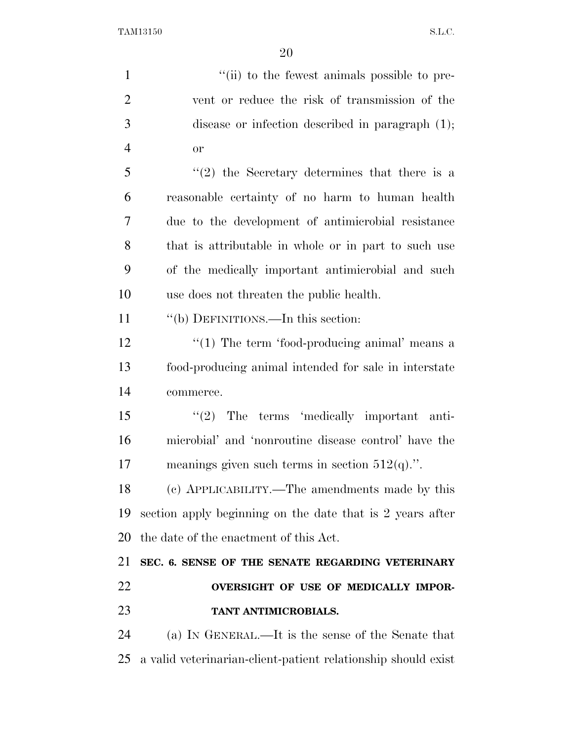''(ii) to the fewest animals possible to prevent or reduce the risk of transmission of the disease or infection described in paragraph (1); or

''(2) the Secretary determines that there is a reasonable certainty of no harm to human health due to the development of antimicrobial resistance that is attributable in whole or in part to such use of the medically important antimicrobial and such use does not threaten the public health.

''(b) DEFINITIONS.—In this section:

''(1) The term 'food-producing animal' means a food-producing animal intended for sale in interstate commerce.

''(2) The terms 'medically important antimicrobial' and 'nonroutine disease control' have the meanings given such terms in section 512(q).''.

(c) APPLICABILITY.—The amendments made by this section apply beginning on the date that is 2 years after the date of the enactment of this Act.

**SEC. 6. SENSE OF THE SENATE REGARDING VETERINARY OVERSIGHT OF USE OF MEDICALLY IMPORTANT ANTIMICROBIALS.**

(a) IN GENERAL.—It is the sense of the Senate that a valid veterinarian-client-patient relationship should exist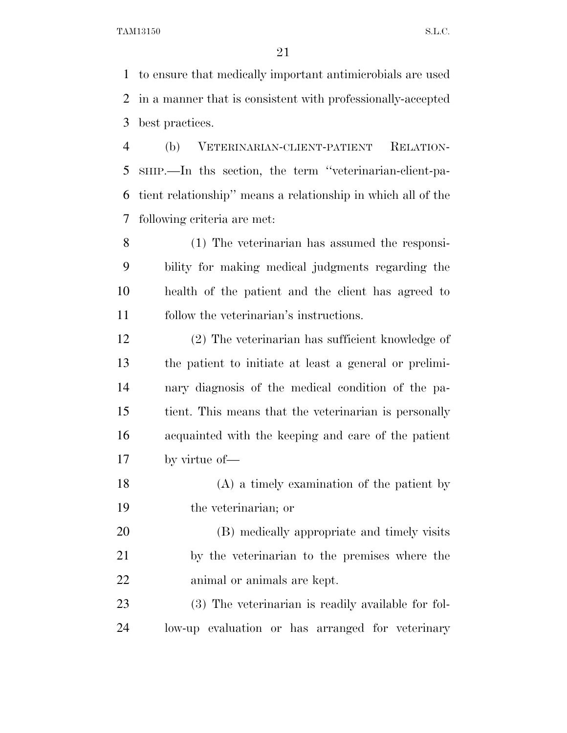to ensure that medically important antimicrobials are used in a manner that is consistent with professionally-accepted best practices.

(b) VETERINARIAN-CLIENT-PATIENT RELATIONSHIP.—In ths section, the term ''veterinarian-client-patient relationship'' means a relationship in which all of the following criteria are met:

(1) The veterinarian has assumed the responsibility for making medical judgments regarding the health of the patient and the client has agreed to follow the veterinarian's instructions.

(2) The veterinarian has sufficient knowledge of the patient to initiate at least a general or preliminary diagnosis of the medical condition of the patient. This means that the veterinarian is personally acquainted with the keeping and care of the patient by virtue of—

(A) a timely examination of the patient by the veterinarian; or

(B) medically appropriate and timely visits by the veterinarian to the premises where the animal or animals are kept.

(3) The veterinarian is readily available for follow-up evaluation or has arranged for veterinary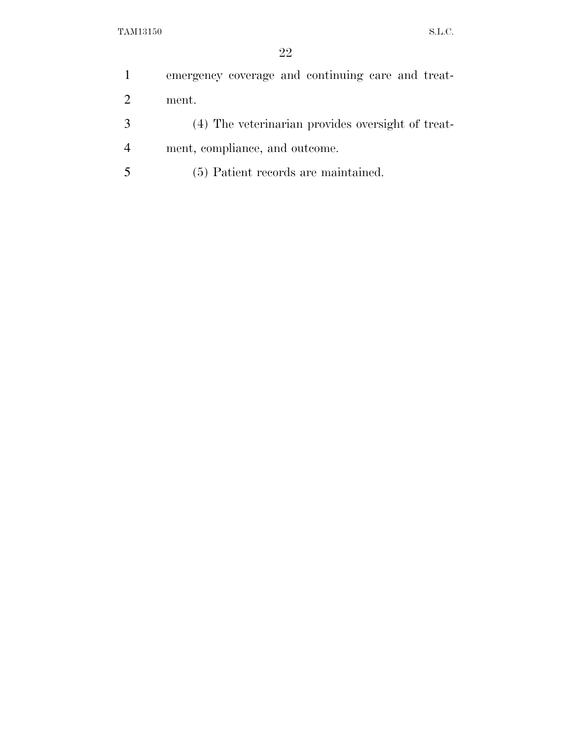emergency coverage and continuing care and treatment.

(4) The veterinarian provides oversight of treatment, compliance, and outcome.

(5) Patient records are maintained.